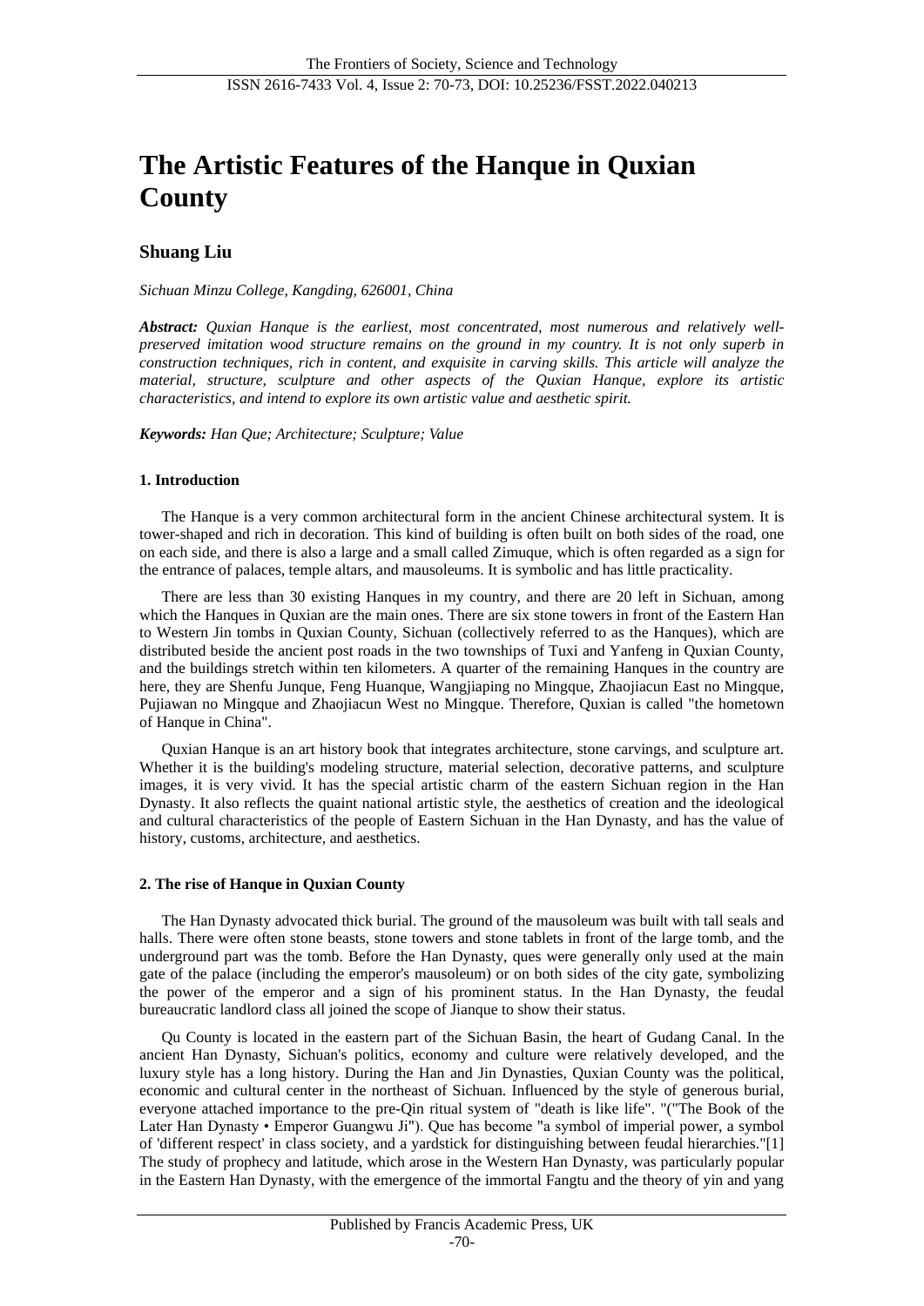# The Artistic Features of the Hanque in Quxian County

## Shuang Liu

*Sichuan Minzu College, Kangding, 626001, China*

***Abstract:*** *Quxian Hanque is the earliest, most concentrated, most numerous and relatively well-preserved imitation wood structure remains on the ground in my country. It is not only superb in construction techniques, rich in content, and exquisite in carving skills. This article will analyze the material, structure, sculpture and other aspects of the Quxian Hanque, explore its artistic characteristics, and intend to explore its own artistic value and aesthetic spirit.*

***Keywords:*** *Han Que; Architecture; Sculpture; Value*

### 1. Introduction

The Hanque is a very common architectural form in the ancient Chinese architectural system. It is tower-shaped and rich in decoration. This kind of building is often built on both sides of the road, one on each side, and there is also a large and a small called Zimuque, which is often regarded as a sign for the entrance of palaces, temple altars, and mausoleums. It is symbolic and has little practicality.

There are less than 30 existing Hanques in my country, and there are 20 left in Sichuan, among which the Hanques in Quxian are the main ones. There are six stone towers in front of the Eastern Han to Western Jin tombs in Quxian County, Sichuan (collectively referred to as the Hanques), which are distributed beside the ancient post roads in the two townships of Tuxi and Yanfeng in Quxian County, and the buildings stretch within ten kilometers. A quarter of the remaining Hanques in the country are here, they are Shenfu Junque, Feng Huanque, Wangjiaping no Mingque, Zhaojiacun East no Mingque, Pujiawan no Mingque and Zhaojiacun West no Mingque. Therefore, Quxian is called "the hometown of Hanque in China".

Quxian Hanque is an art history book that integrates architecture, stone carvings, and sculpture art. Whether it is the building's modeling structure, material selection, decorative patterns, and sculpture images, it is very vivid. It has the special artistic charm of the eastern Sichuan region in the Han Dynasty. It also reflects the quaint national artistic style, the aesthetics of creation and the ideological and cultural characteristics of the people of Eastern Sichuan in the Han Dynasty, and has the value of history, customs, architecture, and aesthetics.

### 2. The rise of Hanque in Quxian County

The Han Dynasty advocated thick burial. The ground of the mausoleum was built with tall seals and halls. There were often stone beasts, stone towers and stone tablets in front of the large tomb, and the underground part was the tomb. Before the Han Dynasty, ques were generally only used at the main gate of the palace (including the emperor's mausoleum) or on both sides of the city gate, symbolizing the power of the emperor and a sign of his prominent status. In the Han Dynasty, the feudal bureaucratic landlord class all joined the scope of Jianque to show their status.

Qu County is located in the eastern part of the Sichuan Basin, the heart of Gudang Canal. In the ancient Han Dynasty, Sichuan's politics, economy and culture were relatively developed, and the luxury style has a long history. During the Han and Jin Dynasties, Quxian County was the political, economic and cultural center in the northeast of Sichuan. Influenced by the style of generous burial, everyone attached importance to the pre-Qin ritual system of "death is like life". "("The Book of the Later Han Dynasty • Emperor Guangwu Ji"). Que has become "a symbol of imperial power, a symbol of 'different respect' in class society, and a yardstick for distinguishing between feudal hierarchies."[1] The study of prophecy and latitude, which arose in the Western Han Dynasty, was particularly popular in the Eastern Han Dynasty, with the emergence of the immortal Fangtu and the theory of yin and yang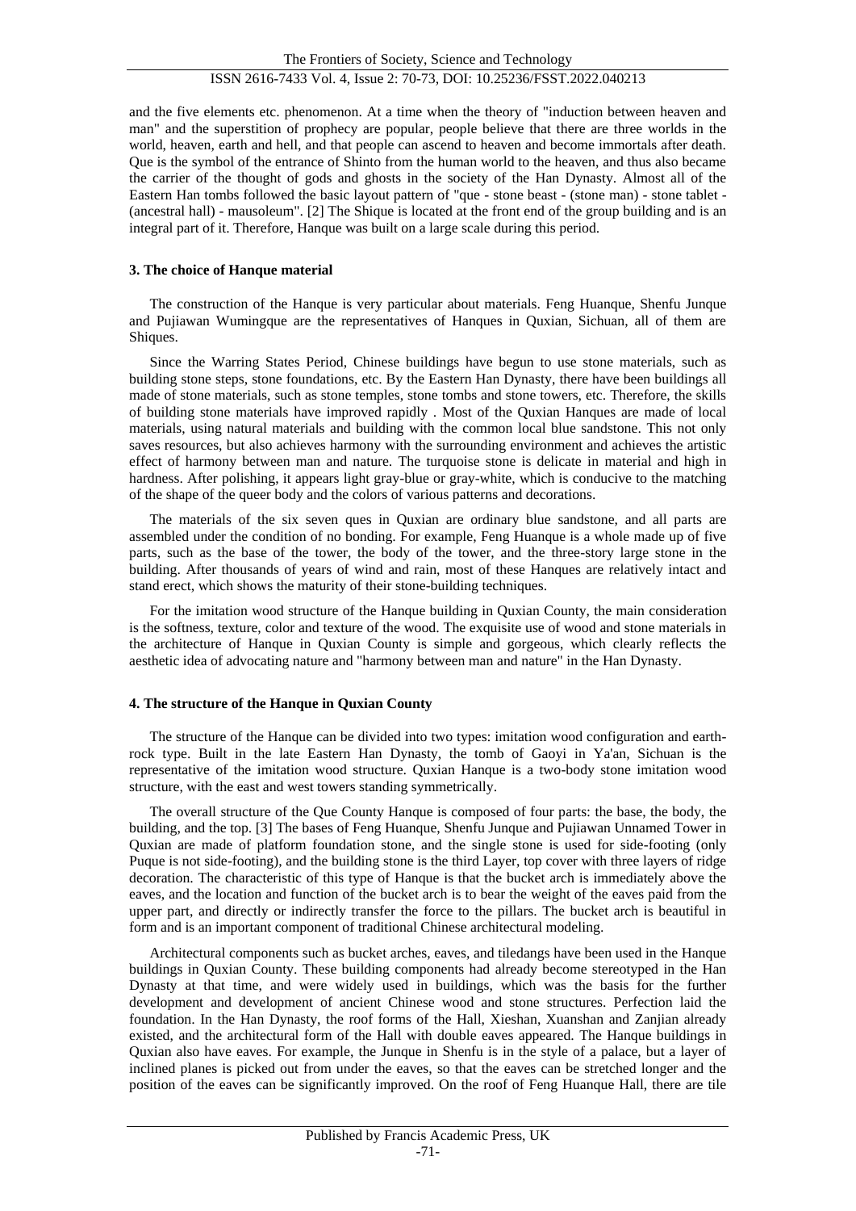and the five elements etc. phenomenon. At a time when the theory of "induction between heaven and man" and the superstition of prophecy are popular, people believe that there are three worlds in the world, heaven, earth and hell, and that people can ascend to heaven and become immortals after death. Que is the symbol of the entrance of Shinto from the human world to the heaven, and thus also became the carrier of the thought of gods and ghosts in the society of the Han Dynasty. Almost all of the Eastern Han tombs followed the basic layout pattern of "que - stone beast - (stone man) - stone tablet - (ancestral hall) - mausoleum". [2] The Shique is located at the front end of the group building and is an integral part of it. Therefore, Hanque was built on a large scale during this period.

### 3. The choice of Hanque material

The construction of the Hanque is very particular about materials. Feng Huanque, Shenfu Junque and Pujiawan Wumingque are the representatives of Hanques in Quxian, Sichuan, all of them are Shiques.

Since the Warring States Period, Chinese buildings have begun to use stone materials, such as building stone steps, stone foundations, etc. By the Eastern Han Dynasty, there have been buildings all made of stone materials, such as stone temples, stone tombs and stone towers, etc. Therefore, the skills of building stone materials have improved rapidly . Most of the Quxian Hanques are made of local materials, using natural materials and building with the common local blue sandstone. This not only saves resources, but also achieves harmony with the surrounding environment and achieves the artistic effect of harmony between man and nature. The turquoise stone is delicate in material and high in hardness. After polishing, it appears light gray-blue or gray-white, which is conducive to the matching of the shape of the queer body and the colors of various patterns and decorations.

The materials of the six seven ques in Quxian are ordinary blue sandstone, and all parts are assembled under the condition of no bonding. For example, Feng Huanque is a whole made up of five parts, such as the base of the tower, the body of the tower, and the three-story large stone in the building. After thousands of years of wind and rain, most of these Hanques are relatively intact and stand erect, which shows the maturity of their stone-building techniques.

For the imitation wood structure of the Hanque building in Quxian County, the main consideration is the softness, texture, color and texture of the wood. The exquisite use of wood and stone materials in the architecture of Hanque in Quxian County is simple and gorgeous, which clearly reflects the aesthetic idea of advocating nature and "harmony between man and nature" in the Han Dynasty.

### 4. The structure of the Hanque in Quxian County

The structure of the Hanque can be divided into two types: imitation wood configuration and earth-rock type. Built in the late Eastern Han Dynasty, the tomb of Gaoyi in Ya'an, Sichuan is the representative of the imitation wood structure. Quxian Hanque is a two-body stone imitation wood structure, with the east and west towers standing symmetrically.

The overall structure of the Que County Hanque is composed of four parts: the base, the body, the building, and the top. [3] The bases of Feng Huanque, Shenfu Junque and Pujiawan Unnamed Tower in Quxian are made of platform foundation stone, and the single stone is used for side-footing (only Puque is not side-footing), and the building stone is the third Layer, top cover with three layers of ridge decoration. The characteristic of this type of Hanque is that the bucket arch is immediately above the eaves, and the location and function of the bucket arch is to bear the weight of the eaves paid from the upper part, and directly or indirectly transfer the force to the pillars. The bucket arch is beautiful in form and is an important component of traditional Chinese architectural modeling.

Architectural components such as bucket arches, eaves, and tiledangs have been used in the Hanque buildings in Quxian County. These building components had already become stereotyped in the Han Dynasty at that time, and were widely used in buildings, which was the basis for the further development and development of ancient Chinese wood and stone structures. Perfection laid the foundation. In the Han Dynasty, the roof forms of the Hall, Xieshan, Xuanshan and Zanjian already existed, and the architectural form of the Hall with double eaves appeared. The Hanque buildings in Quxian also have eaves. For example, the Junque in Shenfu is in the style of a palace, but a layer of inclined planes is picked out from under the eaves, so that the eaves can be stretched longer and the position of the eaves can be significantly improved. On the roof of Feng Huanque Hall, there are tile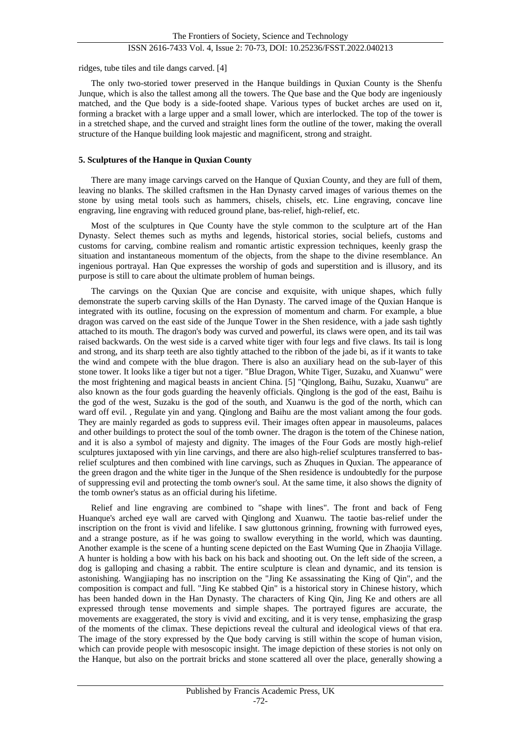ridges, tube tiles and tile dangs carved. [4]

The only two-storied tower preserved in the Hanque buildings in Quxian County is the Shenfu Junque, which is also the tallest among all the towers. The Que base and the Que body are ingeniously matched, and the Que body is a side-footed shape. Various types of bucket arches are used on it, forming a bracket with a large upper and a small lower, which are interlocked. The top of the tower is in a stretched shape, and the curved and straight lines form the outline of the tower, making the overall structure of the Hanque building look majestic and magnificent, strong and straight.

### 5. Sculptures of the Hanque in Quxian County

There are many image carvings carved on the Hanque of Quxian County, and they are full of them, leaving no blanks. The skilled craftsmen in the Han Dynasty carved images of various themes on the stone by using metal tools such as hammers, chisels, chisels, etc. Line engraving, concave line engraving, line engraving with reduced ground plane, bas-relief, high-relief, etc.

Most of the sculptures in Que County have the style common to the sculpture art of the Han Dynasty. Select themes such as myths and legends, historical stories, social beliefs, customs and customs for carving, combine realism and romantic artistic expression techniques, keenly grasp the situation and instantaneous momentum of the objects, from the shape to the divine resemblance. An ingenious portrayal. Han Que expresses the worship of gods and superstition and is illusory, and its purpose is still to care about the ultimate problem of human beings.

The carvings on the Quxian Que are concise and exquisite, with unique shapes, which fully demonstrate the superb carving skills of the Han Dynasty. The carved image of the Quxian Hanque is integrated with its outline, focusing on the expression of momentum and charm. For example, a blue dragon was carved on the east side of the Junque Tower in the Shen residence, with a jade sash tightly attached to its mouth. The dragon's body was curved and powerful, its claws were open, and its tail was raised backwards. On the west side is a carved white tiger with four legs and five claws. Its tail is long and strong, and its sharp teeth are also tightly attached to the ribbon of the jade bi, as if it wants to take the wind and compete with the blue dragon. There is also an auxiliary head on the sub-layer of this stone tower. It looks like a tiger but not a tiger. "Blue Dragon, White Tiger, Suzaku, and Xuanwu" were the most frightening and magical beasts in ancient China. [5] "Qinglong, Baihu, Suzaku, Xuanwu" are also known as the four gods guarding the heavenly officials. Qinglong is the god of the east, Baihu is the god of the west, Suzaku is the god of the south, and Xuanwu is the god of the north, which can ward off evil. , Regulate yin and yang. Qinglong and Baihu are the most valiant among the four gods. They are mainly regarded as gods to suppress evil. Their images often appear in mausoleums, palaces and other buildings to protect the soul of the tomb owner. The dragon is the totem of the Chinese nation, and it is also a symbol of majesty and dignity. The images of the Four Gods are mostly high-relief sculptures juxtaposed with yin line carvings, and there are also high-relief sculptures transferred to bas-relief sculptures and then combined with line carvings, such as Zhuques in Quxian. The appearance of the green dragon and the white tiger in the Junque of the Shen residence is undoubtedly for the purpose of suppressing evil and protecting the tomb owner's soul. At the same time, it also shows the dignity of the tomb owner's status as an official during his lifetime.

Relief and line engraving are combined to "shape with lines". The front and back of Feng Huanque's arched eye wall are carved with Qinglong and Xuanwu. The taotie bas-relief under the inscription on the front is vivid and lifelike. I saw gluttonous grinning, frowning with furrowed eyes, and a strange posture, as if he was going to swallow everything in the world, which was daunting. Another example is the scene of a hunting scene depicted on the East Wuming Que in Zhaojia Village. A hunter is holding a bow with his back on his back and shooting out. On the left side of the screen, a dog is galloping and chasing a rabbit. The entire sculpture is clean and dynamic, and its tension is astonishing. Wangjiaping has no inscription on the "Jing Ke assassinating the King of Qin", and the composition is compact and full. "Jing Ke stabbed Qin" is a historical story in Chinese history, which has been handed down in the Han Dynasty. The characters of King Qin, Jing Ke and others are all expressed through tense movements and simple shapes. The portrayed figures are accurate, the movements are exaggerated, the story is vivid and exciting, and it is very tense, emphasizing the grasp of the moments of the climax. These depictions reveal the cultural and ideological views of that era. The image of the story expressed by the Que body carving is still within the scope of human vision, which can provide people with mesoscopic insight. The image depiction of these stories is not only on the Hanque, but also on the portrait bricks and stone scattered all over the place, generally showing a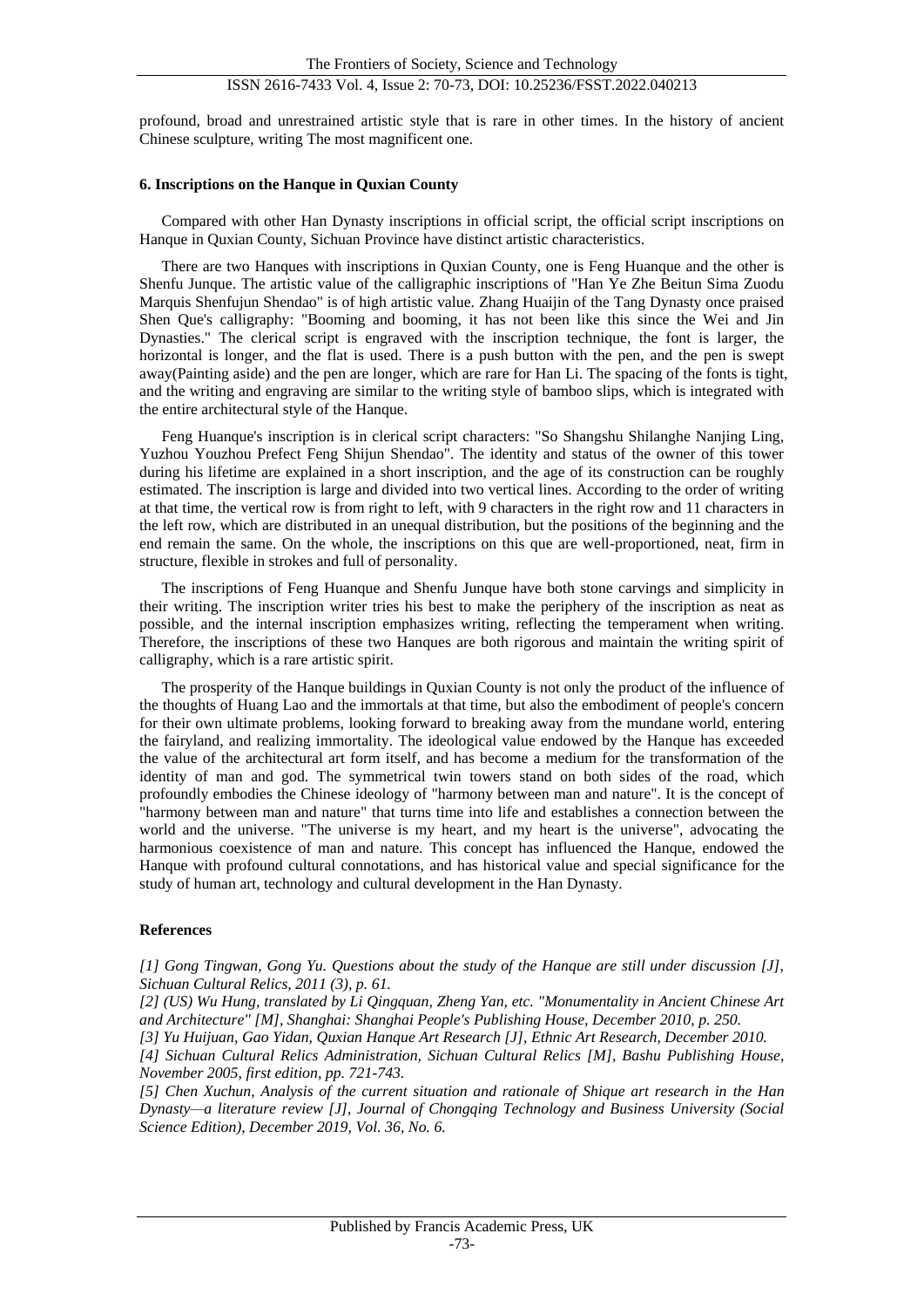profound, broad and unrestrained artistic style that is rare in other times. In the history of ancient Chinese sculpture, writing The most magnificent one.

## 6. Inscriptions on the Hanque in Quxian County

Compared with other Han Dynasty inscriptions in official script, the official script inscriptions on Hanque in Quxian County, Sichuan Province have distinct artistic characteristics.

There are two Hanques with inscriptions in Quxian County, one is Feng Huanque and the other is Shenfu Junque. The artistic value of the calligraphic inscriptions of "Han Ye Zhe Beitun Sima Zuodu Marquis Shenfujun Shendao" is of high artistic value. Zhang Huaijin of the Tang Dynasty once praised Shen Que's calligraphy: "Booming and booming, it has not been like this since the Wei and Jin Dynasties." The clerical script is engraved with the inscription technique, the font is larger, the horizontal is longer, and the flat is used. There is a push button with the pen, and the pen is swept away(Painting aside) and the pen are longer, which are rare for Han Li. The spacing of the fonts is tight, and the writing and engraving are similar to the writing style of bamboo slips, which is integrated with the entire architectural style of the Hanque.

Feng Huanque's inscription is in clerical script characters: "So Shangshu Shilanghe Nanjing Ling, Yuzhou Youzhou Prefect Feng Shijun Shendao". The identity and status of the owner of this tower during his lifetime are explained in a short inscription, and the age of its construction can be roughly estimated. The inscription is large and divided into two vertical lines. According to the order of writing at that time, the vertical row is from right to left, with 9 characters in the right row and 11 characters in the left row, which are distributed in an unequal distribution, but the positions of the beginning and the end remain the same. On the whole, the inscriptions on this que are well-proportioned, neat, firm in structure, flexible in strokes and full of personality.

The inscriptions of Feng Huanque and Shenfu Junque have both stone carvings and simplicity in their writing. The inscription writer tries his best to make the periphery of the inscription as neat as possible, and the internal inscription emphasizes writing, reflecting the temperament when writing. Therefore, the inscriptions of these two Hanques are both rigorous and maintain the writing spirit of calligraphy, which is a rare artistic spirit.

The prosperity of the Hanque buildings in Quxian County is not only the product of the influence of the thoughts of Huang Lao and the immortals at that time, but also the embodiment of people's concern for their own ultimate problems, looking forward to breaking away from the mundane world, entering the fairyland, and realizing immortality. The ideological value endowed by the Hanque has exceeded the value of the architectural art form itself, and has become a medium for the transformation of the identity of man and god. The symmetrical twin towers stand on both sides of the road, which profoundly embodies the Chinese ideology of "harmony between man and nature". It is the concept of "harmony between man and nature" that turns time into life and establishes a connection between the world and the universe. "The universe is my heart, and my heart is the universe", advocating the harmonious coexistence of man and nature. This concept has influenced the Hanque, endowed the Hanque with profound cultural connotations, and has historical value and special significance for the study of human art, technology and cultural development in the Han Dynasty.

## References

*[1] Gong Tingwan, Gong Yu. Questions about the study of the Hanque are still under discussion [J], Sichuan Cultural Relics, 2011 (3), p. 61.*

*[2] (US) Wu Hung, translated by Li Qingquan, Zheng Yan, etc. "Monumentality in Ancient Chinese Art and Architecture" [M], Shanghai: Shanghai People's Publishing House, December 2010, p. 250.*

*[3] Yu Huijuan, Gao Yidan, Quxian Hanque Art Research [J], Ethnic Art Research, December 2010.*

*[4] Sichuan Cultural Relics Administration, Sichuan Cultural Relics [M], Bashu Publishing House, November 2005, first edition, pp. 721-743.*

*[5] Chen Xuchun, Analysis of the current situation and rationale of Shique art research in the Han Dynasty—a literature review [J], Journal of Chongqing Technology and Business University (Social Science Edition), December 2019, Vol. 36, No. 6.*